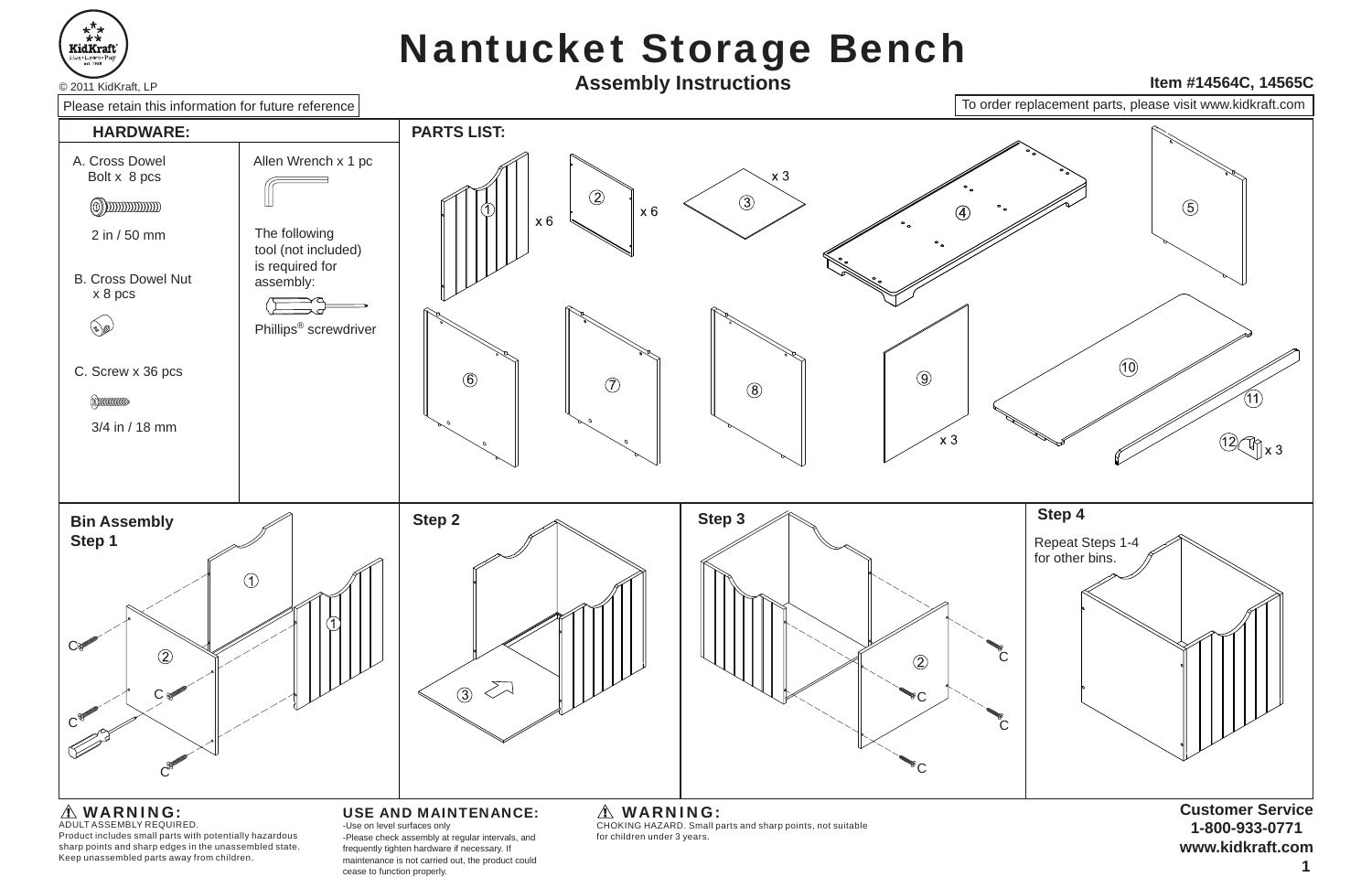# Nantucket Storage Bench

**Assembly Instructions**

© 2011 KidKraft, LP

**Item #14564C, 14565C**

Please retain this information for future reference

To order replacement parts, please visit www.kidkraft.com

## HARDWARE:

A. Cross Dowel Bolt x 8 pcs

2 in / 50 mm

B. Cross Dowel Nut x 8 pcs

C. Screw x 36 pcs

3/4 in / 18 mm

Allen Wrench x 1 pc

The following tool (not included) is required for assembly:

Phillips® screwdriver

## PARTS LIST:

① x 6

② x 6

③ x 3

④

⑤

⑥

⑦

⑧

⑨ x 3

⑩

⑪

⑫ x 3

## Bin Assembly Step 1

① ① ② C C C C C

## Step 2

③

## Step 3

② C C C C

## Step 4

Repeat Steps 1-4 for other bins.

---

**⚠ WARNING:**
ADULT ASSEMBLY REQUIRED.
Product includes small parts with potentially hazardous sharp points and sharp edges in the unassembled state. Keep unassembled parts away from children.

**USE AND MAINTENANCE:**
-Use on level surfaces only
-Please check assembly at regular intervals, and frequently tighten hardware if necessary. If maintenance is not carried out, the product could cease to function properly.

**⚠ WARNING:**
CHOKING HAZARD. Small parts and sharp points, not suitable for children under 3 years.

**Customer Service**
**1-800-933-0771**
**www.kidkraft.com**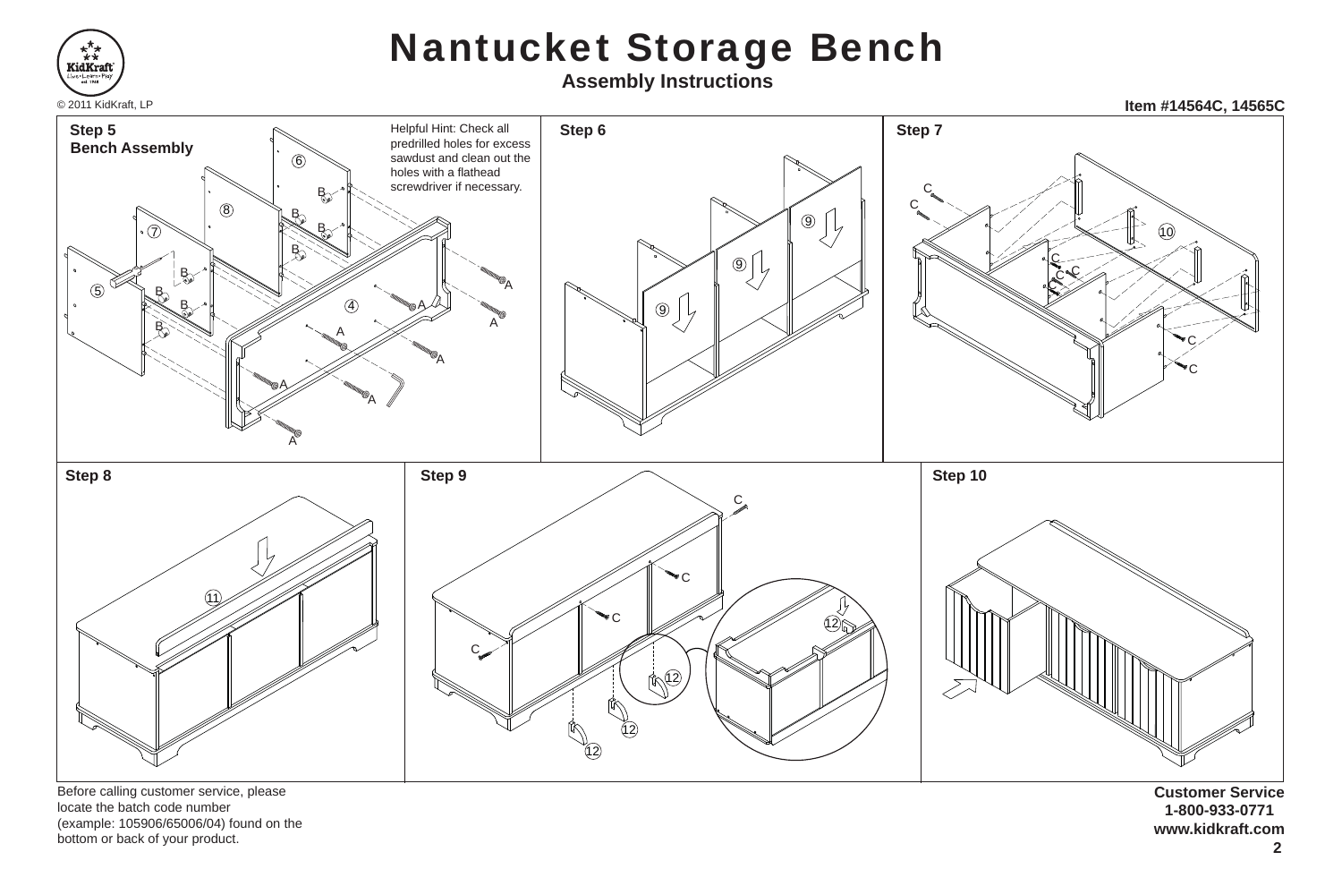# Nantucket Storage Bench

## Assembly Instructions

© 2011 KidKraft, LP

**Item #14564C, 14565C**

### Step 5
**Bench Assembly**

Helpful Hint: Check all predrilled holes for excess sawdust and clean out the holes with a flathead screwdriver if necessary.

### Step 6

### Step 7

### Step 8

### Step 9

### Step 10

Before calling customer service, please locate the batch code number (example: 105906/65006/04) found on the bottom or back of your product.

**Customer Service**
**1-800-933-0771**
**www.kidkraft.com**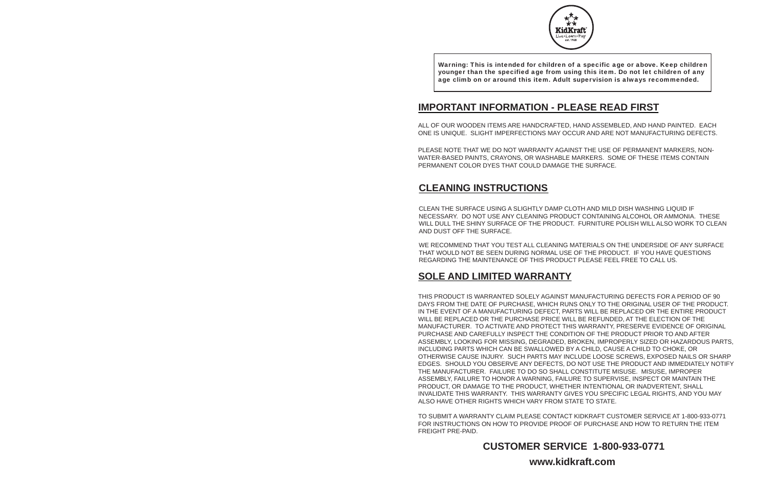**Warning: This is intended for children of a specific age or above. Keep children younger than the specified age from using this item. Do not let children of any age climb on or around this item. Adult supervision is always recommended.**

## IMPORTANT INFORMATION - PLEASE READ FIRST

ALL OF OUR WOODEN ITEMS ARE HANDCRAFTED, HAND ASSEMBLED, AND HAND PAINTED. EACH ONE IS UNIQUE. SLIGHT IMPERFECTIONS MAY OCCUR AND ARE NOT MANUFACTURING DEFECTS.

PLEASE NOTE THAT WE DO NOT WARRANTY AGAINST THE USE OF PERMANENT MARKERS, NON-WATER-BASED PAINTS, CRAYONS, OR WASHABLE MARKERS. SOME OF THESE ITEMS CONTAIN PERMANENT COLOR DYES THAT COULD DAMAGE THE SURFACE.

## CLEANING INSTRUCTIONS

CLEAN THE SURFACE USING A SLIGHTLY DAMP CLOTH AND MILD DISH WASHING LIQUID IF NECESSARY. DO NOT USE ANY CLEANING PRODUCT CONTAINING ALCOHOL OR AMMONIA. THESE WILL DULL THE SHINY SURFACE OF THE PRODUCT. FURNITURE POLISH WILL ALSO WORK TO CLEAN AND DUST OFF THE SURFACE.

WE RECOMMEND THAT YOU TEST ALL CLEANING MATERIALS ON THE UNDERSIDE OF ANY SURFACE THAT WOULD NOT BE SEEN DURING NORMAL USE OF THE PRODUCT. IF YOU HAVE QUESTIONS REGARDING THE MAINTENANCE OF THIS PRODUCT PLEASE FEEL FREE TO CALL US.

## SOLE AND LIMITED WARRANTY

THIS PRODUCT IS WARRANTED SOLELY AGAINST MANUFACTURING DEFECTS FOR A PERIOD OF 90 DAYS FROM THE DATE OF PURCHASE, WHICH RUNS ONLY TO THE ORIGINAL USER OF THE PRODUCT. IN THE EVENT OF A MANUFACTURING DEFECT, PARTS WILL BE REPLACED OR THE ENTIRE PRODUCT WILL BE REPLACED OR THE PURCHASE PRICE WILL BE REFUNDED, AT THE ELECTION OF THE MANUFACTURER. TO ACTIVATE AND PROTECT THIS WARRANTY, PRESERVE EVIDENCE OF ORIGINAL PURCHASE AND CAREFULLY INSPECT THE CONDITION OF THE PRODUCT PRIOR TO AND AFTER ASSEMBLY, LOOKING FOR MISSING, DEGRADED, BROKEN, IMPROPERLY SIZED OR HAZARDOUS PARTS, INCLUDING PARTS WHICH CAN BE SWALLOWED BY A CHILD, CAUSE A CHILD TO CHOKE, OR OTHERWISE CAUSE INJURY. SUCH PARTS MAY INCLUDE LOOSE SCREWS, EXPOSED NAILS OR SHARP EDGES. SHOULD YOU OBSERVE ANY DEFECTS, DO NOT USE THE PRODUCT AND IMMEDIATELY NOTIFY THE MANUFACTURER. FAILURE TO DO SO SHALL CONSTITUTE MISUSE. MISUSE, IMPROPER ASSEMBLY, FAILURE TO HONOR A WARNING, FAILURE TO SUPERVISE, INSPECT OR MAINTAIN THE PRODUCT, OR DAMAGE TO THE PRODUCT, WHETHER INTENTIONAL OR INADVERTENT, SHALL INVALIDATE THIS WARRANTY. THIS WARRANTY GIVES YOU SPECIFIC LEGAL RIGHTS, AND YOU MAY ALSO HAVE OTHER RIGHTS WHICH VARY FROM STATE TO STATE.

TO SUBMIT A WARRANTY CLAIM PLEASE CONTACT KIDKRAFT CUSTOMER SERVICE AT 1-800-933-0771 FOR INSTRUCTIONS ON HOW TO PROVIDE PROOF OF PURCHASE AND HOW TO RETURN THE ITEM FREIGHT PRE-PAID.

**CUSTOMER SERVICE 1-800-933-0771**

**www.kidkraft.com**